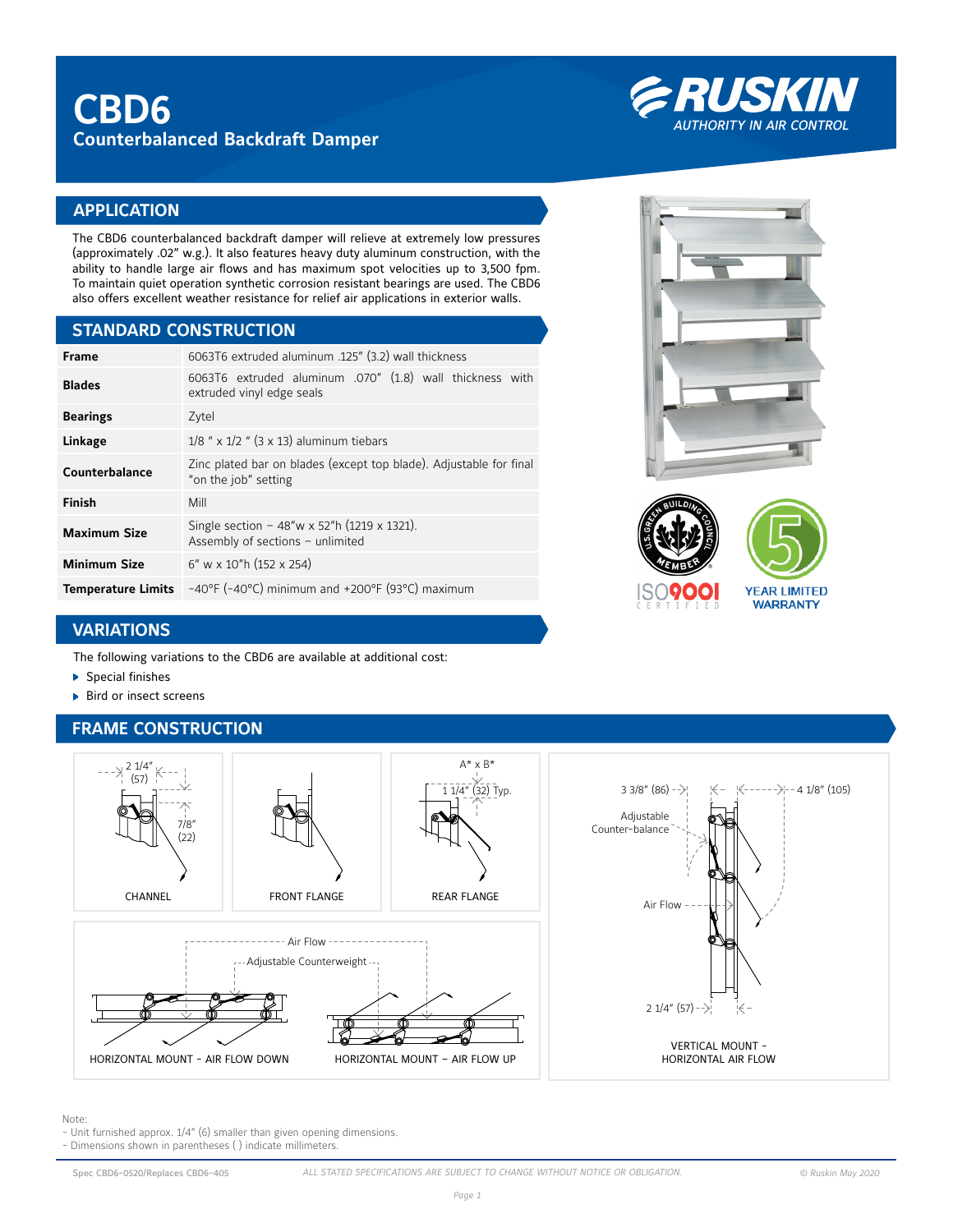# CBD6

## Counterbalanced Backdraft Damper

RUSKIN
AUTHORITY IN AIR CONTROL

## APPLICATION

The CBD6 counterbalanced backdraft damper will relieve at extremely low pressures (approximately .02" w.g.). It also features heavy duty aluminum construction, with the ability to handle large air flows and has maximum spot velocities up to 3,500 fpm. To maintain quiet operation synthetic corrosion resistant bearings are used. The CBD6 also offers excellent weather resistance for relief air applications in exterior walls.

## STANDARD CONSTRUCTION

| | |
|---|---|
| **Frame** | 6063T6 extruded aluminum .125" (3.2) wall thickness |
| **Blades** | 6063T6 extruded aluminum .070" (1.8) wall thickness with extruded vinyl edge seals |
| **Bearings** | Zytel |
| **Linkage** | 1/8 " x 1/2 " (3 x 13) aluminum tiebars |
| **Counterbalance** | Zinc plated bar on blades (except top blade). Adjustable for final "on the job" setting |
| **Finish** | Mill |
| **Maximum Size** | Single section – 48"w x 52"h (1219 x 1321). Assembly of sections – unlimited |
| **Minimum Size** | 6" w x 10"h (152 x 254) |
| **Temperature Limits** | -40°F (-40°C) minimum and +200°F (93°C) maximum |

U.S. Green Building Council Member
ISO9001 Certified
5 Year Limited Warranty

## VARIATIONS

The following variations to the CBD6 are available at additional cost:

- Special finishes
- Bird or insect screens

## FRAME CONSTRUCTION

CHANNEL: 2 1/4" (57); 7/8" (22)

FRONT FLANGE

REAR FLANGE: A* x B*; 1 1/4" (32) Typ.

VERTICAL MOUNT - HORIZONTAL AIR FLOW: 3 3/8" (86); 4 1/8" (105); Adjustable Counter-balance; Air Flow; 2 1/4" (57)

HORIZONTAL MOUNT - AIR FLOW DOWN / HORIZONTAL MOUNT - AIR FLOW UP: Air Flow; Adjustable Counterweight

Note:
- Unit furnished approx. 1/4" (6) smaller than given opening dimensions.
- Dimensions shown in parentheses ( ) indicate millimeters.

Spec CBD6-0520/Replaces CBD6-405 — ALL STATED SPECIFICATIONS ARE SUBJECT TO CHANGE WITHOUT NOTICE OR OBLIGATION. — © Ruskin May 2020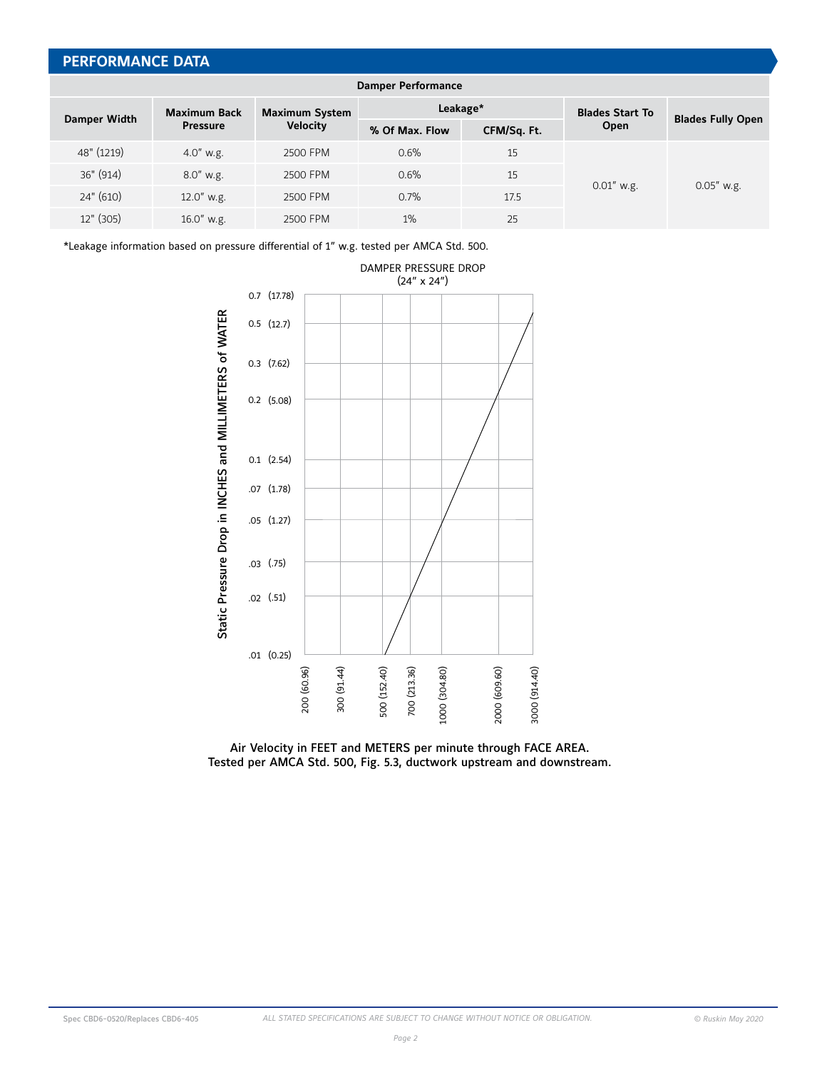## PERFORMANCE DATA

| Damper Performance | | | | | | |
|---|---|---|---|---|---|---|
| Damper Width | Maximum Back Pressure | Maximum System Velocity | Leakage* | | Blades Start To Open | Blades Fully Open |
| | | | % Of Max. Flow | CFM/Sq. Ft. | | |
| 48" (1219) | 4.0" w.g. | 2500 FPM | 0.6% | 15 | 0.01" w.g. | 0.05" w.g. |
| 36" (914) | 8.0" w.g. | 2500 FPM | 0.6% | 15 | | |
| 24" (610) | 12.0" w.g. | 2500 FPM | 0.7% | 17.5 | | |
| 12" (305) | 16.0" w.g. | 2500 FPM | 1% | 25 | | |

*Leakage information based on pressure differential of 1" w.g. tested per AMCA Std. 500.

DAMPER PRESSURE DROP
(24" x 24")

Static Pressure Drop in INCHES and MILLIMETERS of WATER

Air Velocity in FEET and METERS per minute through FACE AREA.
Tested per AMCA Std. 500, Fig. 5.3, ductwork upstream and downstream.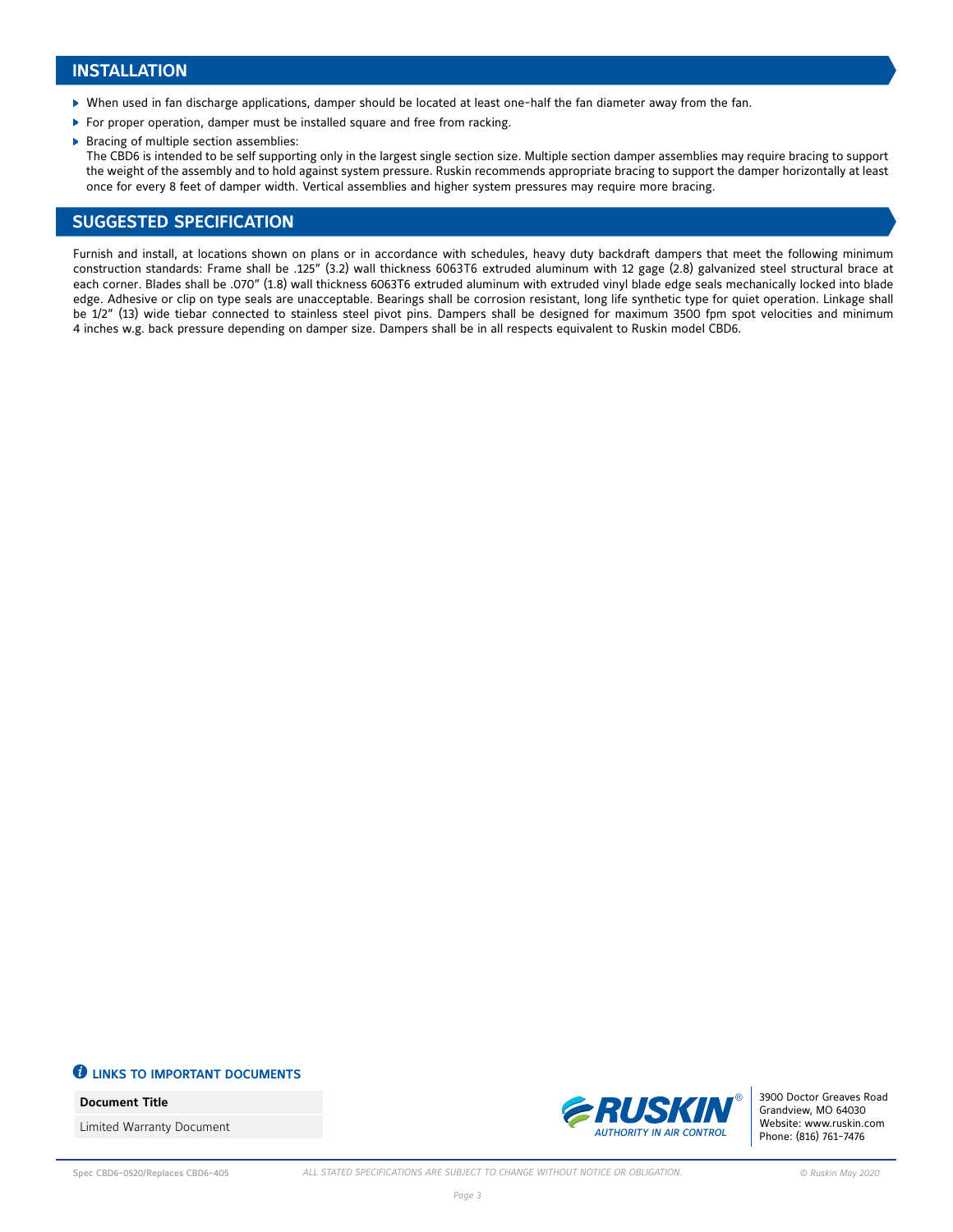## INSTALLATION

- When used in fan discharge applications, damper should be located at least one-half the fan diameter away from the fan.
- For proper operation, damper must be installed square and free from racking.
- Bracing of multiple section assemblies:
  The CBD6 is intended to be self supporting only in the largest single section size. Multiple section damper assemblies may require bracing to support the weight of the assembly and to hold against system pressure. Ruskin recommends appropriate bracing to support the damper horizontally at least once for every 8 feet of damper width. Vertical assemblies and higher system pressures may require more bracing.

## SUGGESTED SPECIFICATION

Furnish and install, at locations shown on plans or in accordance with schedules, heavy duty backdraft dampers that meet the following minimum construction standards: Frame shall be .125" (3.2) wall thickness 6063T6 extruded aluminum with 12 gage (2.8) galvanized steel structural brace at each corner. Blades shall be .070" (1.8) wall thickness 6063T6 extruded aluminum with extruded vinyl blade edge seals mechanically locked into blade edge. Adhesive or clip on type seals are unacceptable. Bearings shall be corrosion resistant, long life synthetic type for quiet operation. Linkage shall be 1/2" (13) wide tiebar connected to stainless steel pivot pins. Dampers shall be designed for maximum 3500 fpm spot velocities and minimum 4 inches w.g. back pressure depending on damper size. Dampers shall be in all respects equivalent to Ruskin model CBD6.

### LINKS TO IMPORTANT DOCUMENTS

| Document Title |
| --- |
| Limited Warranty Document |

RUSKIN® AUTHORITY IN AIR CONTROL

3900 Doctor Greaves Road
Grandview, MO 64030
Website: www.ruskin.com
Phone: (816) 761-7476

Spec CBD6-0520/Replaces CBD6-405

*ALL STATED SPECIFICATIONS ARE SUBJECT TO CHANGE WITHOUT NOTICE OR OBLIGATION.*

*© Ruskin May 2020*